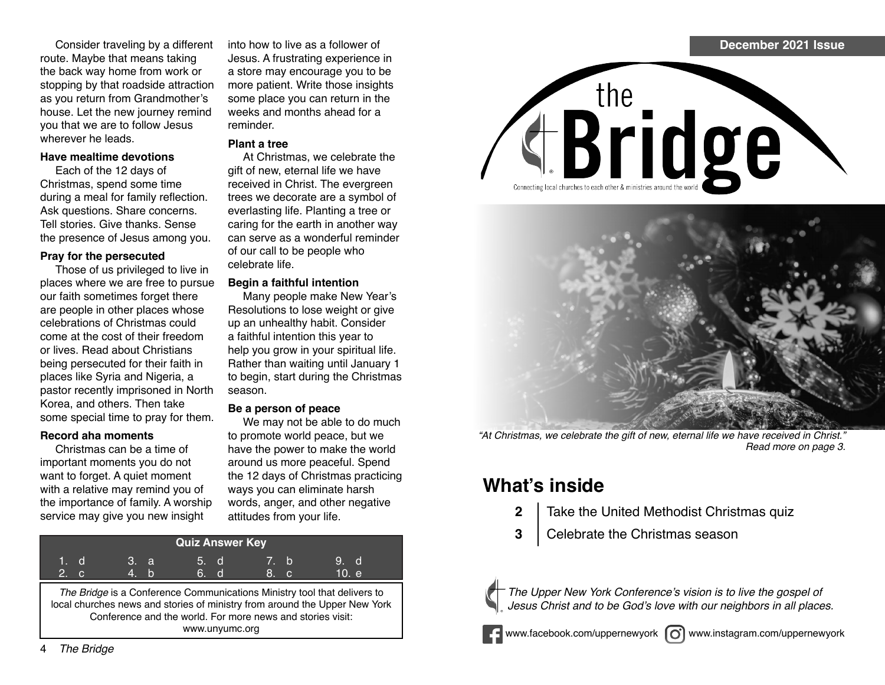Consider traveling by a different route. Maybe that means taking the back way home from work or stopping by that roadside attraction as you return from Grandmother's house. Let the new journey remind you that we are to follow Jesus wherever he leads.

**Have mealtime devotions**

Each of the 12 days of Christmas, spend some time during a meal for family reflection. Ask questions. Share concerns. Tell stories. Give thanks. Sense the presence of Jesus among you.

**Pray for the persecuted**

Those of us privileged to live in places where we are free to pursue our faith sometimes forget there are people in other places whose celebrations of Christmas could come at the cost of their freedom or lives. Read about Christians being persecuted for their faith in places like Syria and Nigeria, a pastor recently imprisoned in North Korea, and others. Then take some special time to pray for them.

**Record aha moments**

Christmas can be a time of important moments you do not want to forget. A quiet moment with a relative may remind you of the importance of family. A worship service may give you new insight into how to live as a follower of Jesus. A frustrating experience in a store may encourage you to be more patient. Write those insights some place you can return in the weeks and months ahead for a reminder.

**Plant a tree**

At Christmas, we celebrate the gift of new, eternal life we have received in Christ. The evergreen trees we decorate are a symbol of everlasting life. Planting a tree or caring for the earth in another way can serve as a wonderful reminder of our call to be people who celebrate life.

**Begin a faithful intention**

Many people make New Year's Resolutions to lose weight or give up an unhealthy habit. Consider a faithful intention this year to help you grow in your spiritual life. Rather than waiting until January 1 to begin, start during the Christmas season.

**Be a person of peace**

We may not be able to do much to promote world peace, but we have the power to make the world around us more peaceful. Spend the 12 days of Christmas practicing ways you can eliminate harsh words, anger, and other negative attitudes from your life.

| Quiz Answer Key | | | | |
|---|---|---|---|---|
| 1. d | 3. a | 5. d | 7. b | 9. d |
| 2. c | 4. b | 6. d | 8. c | 10. e |

*The Bridge* is a Conference Communications Ministry tool that delivers to local churches news and stories of ministry from around the Upper New York Conference and the world. For more news and stories visit: www.unyumc.org

December 2021 Issue

# the Bridge

Connecting local churches to each other & ministries around the world

*"At Christmas, we celebrate the gift of new, eternal life we have received in Christ." Read more on page 3.*

## What's inside

**2** | Take the United Methodist Christmas quiz

**3** | Celebrate the Christmas season

*The Upper New York Conference's vision is to live the gospel of Jesus Christ and to be God's love with our neighbors in all places.*

www.facebook.com/uppernewyork www.instagram.com/uppernewyork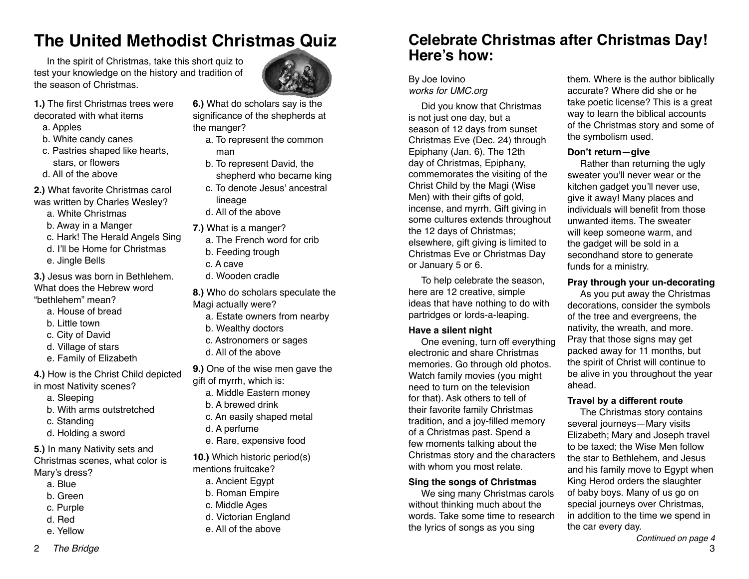# The United Methodist Christmas Quiz

In the spirit of Christmas, take this short quiz to test your knowledge on the history and tradition of the season of Christmas.

**1.)** The first Christmas trees were decorated with what items

a. Apples
b. White candy canes
c. Pastries shaped like hearts, stars, or flowers
d. All of the above

**2.)** What favorite Christmas carol was written by Charles Wesley?

a. White Christmas
b. Away in a Manger
c. Hark! The Herald Angels Sing
d. I'll be Home for Christmas
e. Jingle Bells

**3.)** Jesus was born in Bethlehem. What does the Hebrew word "bethlehem" mean?

a. House of bread
b. Little town
c. City of David
d. Village of stars
e. Family of Elizabeth

**4.)** How is the Christ Child depicted in most Nativity scenes?

a. Sleeping
b. With arms outstretched
c. Standing
d. Holding a sword

**5.)** In many Nativity sets and Christmas scenes, what color is Mary's dress?

a. Blue
b. Green
c. Purple
d. Red
e. Yellow

**6.)** What do scholars say is the significance of the shepherds at the manger?

a. To represent the common man
b. To represent David, the shepherd who became king
c. To denote Jesus' ancestral lineage
d. All of the above

**7.)** What is a manger?

a. The French word for crib
b. Feeding trough
c. A cave
d. Wooden cradle

**8.)** Who do scholars speculate the Magi actually were?

a. Estate owners from nearby
b. Wealthy doctors
c. Astronomers or sages
d. All of the above

**9.)** One of the wise men gave the gift of myrrh, which is:

a. Middle Eastern money
b. A brewed drink
c. An easily shaped metal
d. A perfume
e. Rare, expensive food

**10.)** Which historic period(s) mentions fruitcake?

a. Ancient Egypt
b. Roman Empire
c. Middle Ages
d. Victorian England
e. All of the above

# Celebrate Christmas after Christmas Day! Here's how:

By Joe Iovino
*works for UMC.org*

Did you know that Christmas is not just one day, but a season of 12 days from sunset Christmas Eve (Dec. 24) through Epiphany (Jan. 6). The 12th day of Christmas, Epiphany, commemorates the visiting of the Christ Child by the Magi (Wise Men) with their gifts of gold, incense, and myrrh. Gift giving in some cultures extends throughout the 12 days of Christmas; elsewhere, gift giving is limited to Christmas Eve or Christmas Day or January 5 or 6.

To help celebrate the season, here are 12 creative, simple ideas that have nothing to do with partridges or lords-a-leaping.

**Have a silent night**

One evening, turn off everything electronic and share Christmas memories. Go through old photos. Watch family movies (you might need to turn on the television for that). Ask others to tell of their favorite family Christmas tradition, and a joy-filled memory of a Christmas past. Spend a few moments talking about the Christmas story and the characters with whom you most relate.

**Sing the songs of Christmas**

We sing many Christmas carols without thinking much about the words. Take some time to research the lyrics of songs as you sing them. Where is the author biblically accurate? Where did she or he take poetic license? This is a great way to learn the biblical accounts of the Christmas story and some of the symbolism used.

**Don't return—give**

Rather than returning the ugly sweater you'll never wear or the kitchen gadget you'll never use, give it away! Many places and individuals will benefit from those unwanted items. The sweater will keep someone warm, and the gadget will be sold in a secondhand store to generate funds for a ministry.

**Pray through your un-decorating**

As you put away the Christmas decorations, consider the symbols of the tree and evergreens, the nativity, the wreath, and more. Pray that those signs may get packed away for 11 months, but the spirit of Christ will continue to be alive in you throughout the year ahead.

**Travel by a different route**

The Christmas story contains several journeys—Mary visits Elizabeth; Mary and Joseph travel to be taxed; the Wise Men follow the star to Bethlehem, and Jesus and his family move to Egypt when King Herod orders the slaughter of baby boys. Many of us go on special journeys over Christmas, in addition to the time we spend in the car every day.

*Continued on page 4*